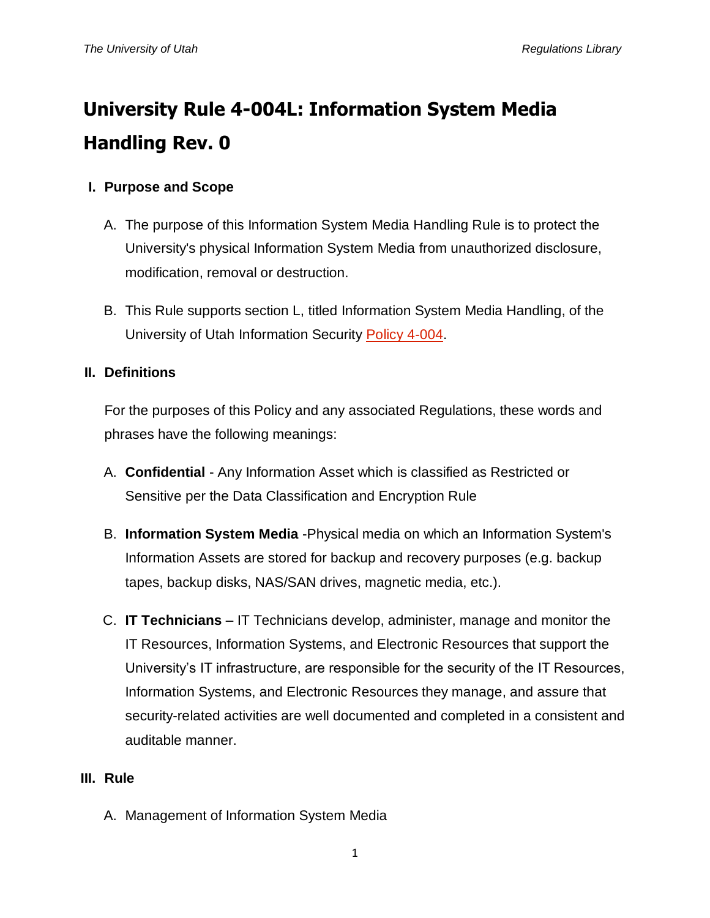# University Rule 4-004L: Information System Media Handling Rev. 0

## I. Purpose and Scope

A. The purpose of this Information System Media Handling Rule is to protect the University's physical Information System Media from unauthorized disclosure, modification, removal or destruction.

B. This Rule supports section L, titled Information System Media Handling, of the University of Utah Information Security Policy 4-004.

## II. Definitions

For the purposes of this Policy and any associated Regulations, these words and phrases have the following meanings:

A. **Confidential** - Any Information Asset which is classified as Restricted or Sensitive per the Data Classification and Encryption Rule

B. **Information System Media** -Physical media on which an Information System's Information Assets are stored for backup and recovery purposes (e.g. backup tapes, backup disks, NAS/SAN drives, magnetic media, etc.).

C. **IT Technicians** – IT Technicians develop, administer, manage and monitor the IT Resources, Information Systems, and Electronic Resources that support the University's IT infrastructure, are responsible for the security of the IT Resources, Information Systems, and Electronic Resources they manage, and assure that security-related activities are well documented and completed in a consistent and auditable manner.

## III. Rule

A. Management of Information System Media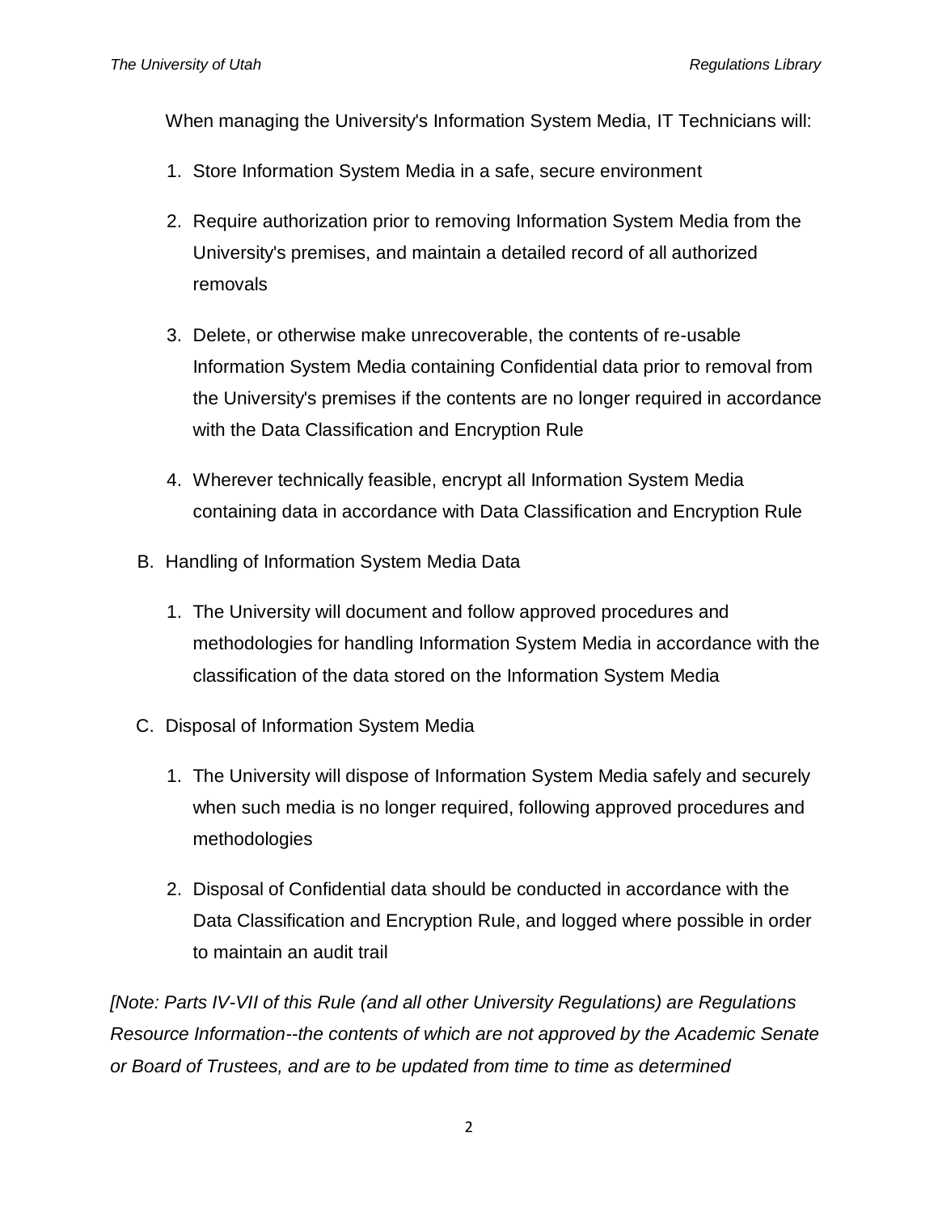When managing the University's Information System Media, IT Technicians will:

1. Store Information System Media in a safe, secure environment

2. Require authorization prior to removing Information System Media from the University's premises, and maintain a detailed record of all authorized removals

3. Delete, or otherwise make unrecoverable, the contents of re-usable Information System Media containing Confidential data prior to removal from the University's premises if the contents are no longer required in accordance with the Data Classification and Encryption Rule

4. Wherever technically feasible, encrypt all Information System Media containing data in accordance with Data Classification and Encryption Rule

B. Handling of Information System Media Data

   1. The University will document and follow approved procedures and methodologies for handling Information System Media in accordance with the classification of the data stored on the Information System Media

C. Disposal of Information System Media

   1. The University will dispose of Information System Media safely and securely when such media is no longer required, following approved procedures and methodologies

   2. Disposal of Confidential data should be conducted in accordance with the Data Classification and Encryption Rule, and logged where possible in order to maintain an audit trail

*[Note: Parts IV-VII of this Rule (and all other University Regulations) are Regulations Resource Information--the contents of which are not approved by the Academic Senate or Board of Trustees, and are to be updated from time to time as determined*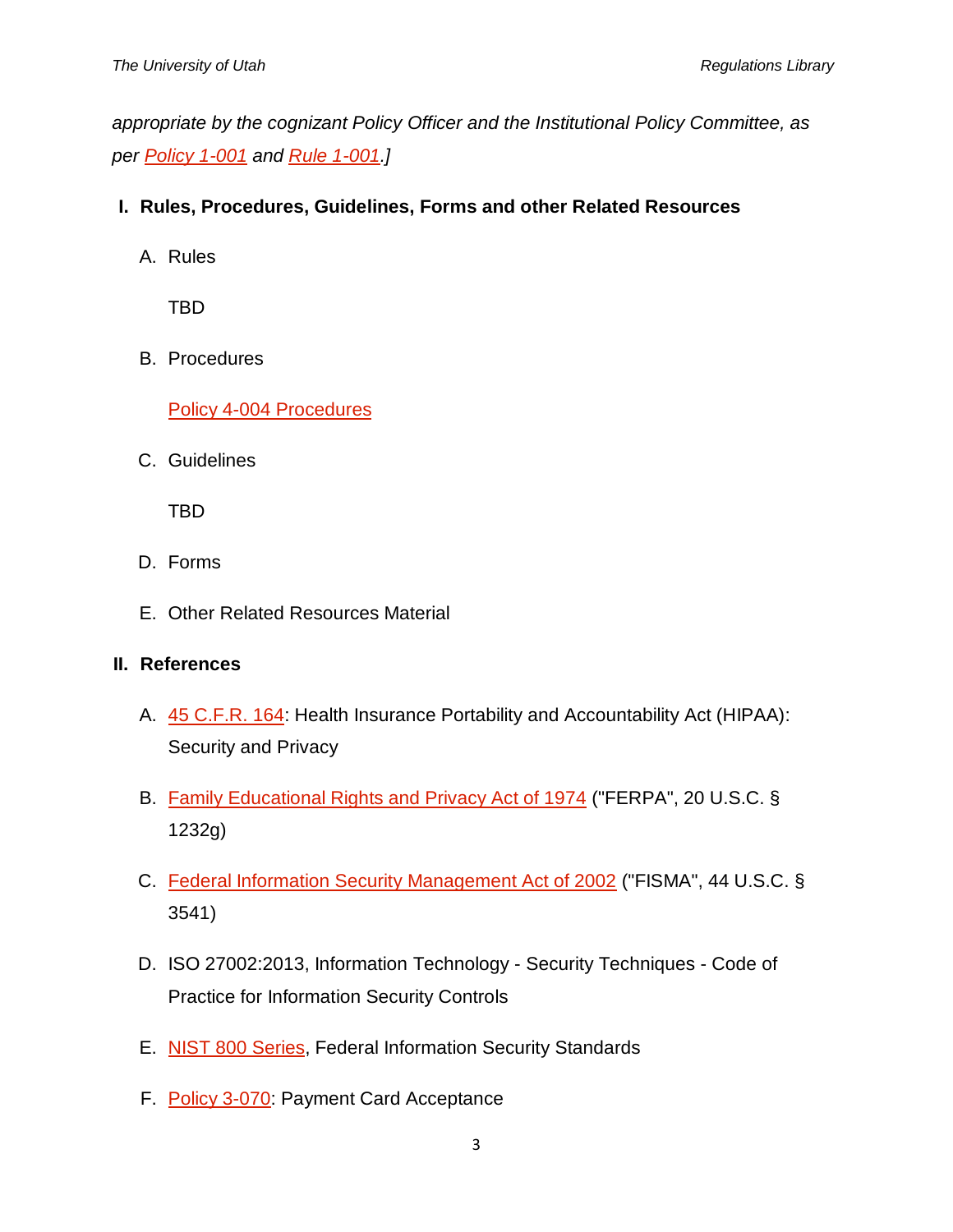*appropriate by the cognizant Policy Officer and the Institutional Policy Committee, as per Policy 1-001 and Rule 1-001.]*

## I. Rules, Procedures, Guidelines, Forms and other Related Resources

A. Rules

TBD

B. Procedures

Policy 4-004 Procedures

C. Guidelines

TBD

D. Forms

E. Other Related Resources Material

## II. References

A. 45 C.F.R. 164: Health Insurance Portability and Accountability Act (HIPAA): Security and Privacy

B. Family Educational Rights and Privacy Act of 1974 ("FERPA", 20 U.S.C. § 1232g)

C. Federal Information Security Management Act of 2002 ("FISMA", 44 U.S.C. § 3541)

D. ISO 27002:2013, Information Technology - Security Techniques - Code of Practice for Information Security Controls

E. NIST 800 Series, Federal Information Security Standards

F. Policy 3-070: Payment Card Acceptance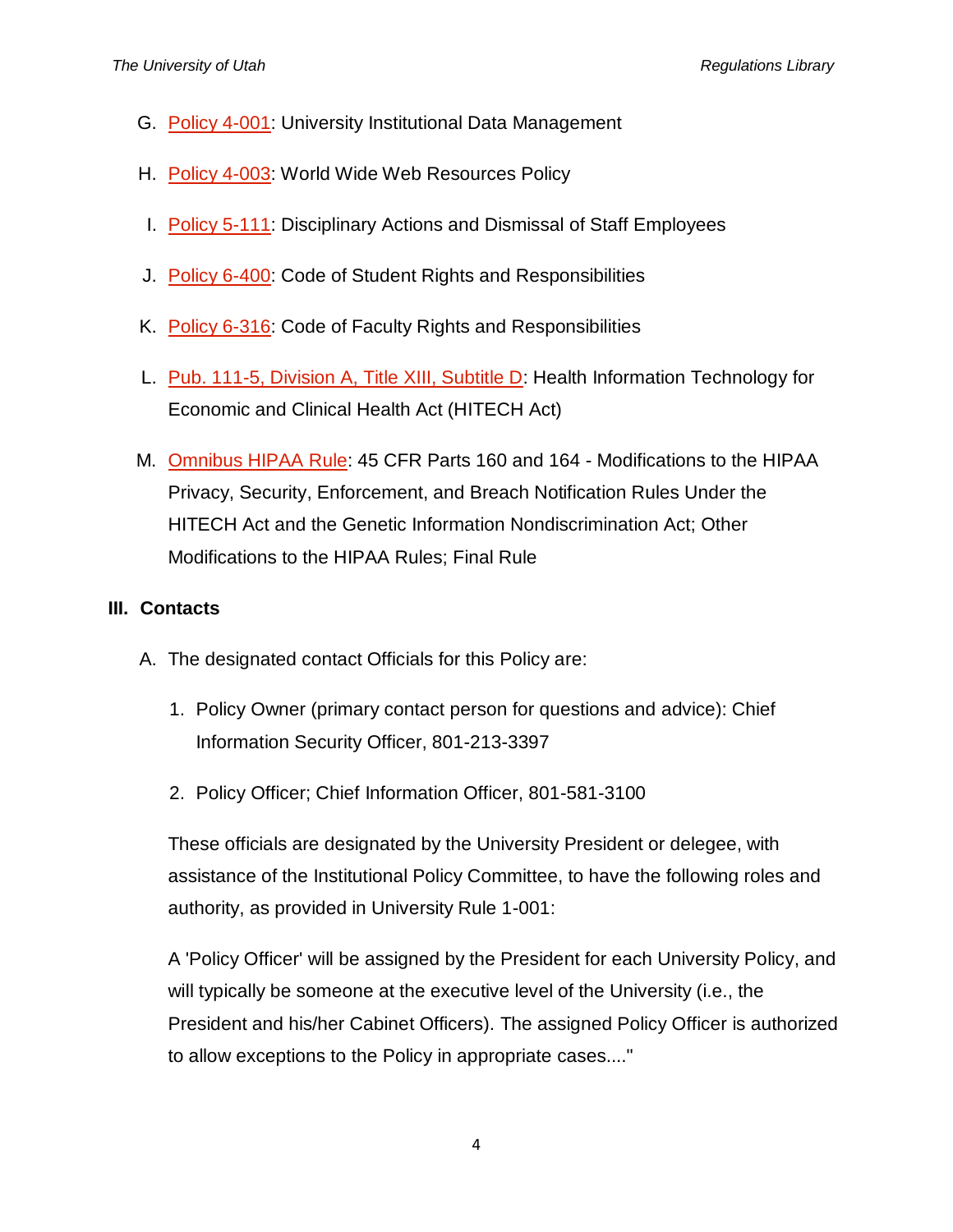G. Policy 4-001: University Institutional Data Management

H. Policy 4-003: World Wide Web Resources Policy

I. Policy 5-111: Disciplinary Actions and Dismissal of Staff Employees

J. Policy 6-400: Code of Student Rights and Responsibilities

K. Policy 6-316: Code of Faculty Rights and Responsibilities

L. Pub. 111-5, Division A, Title XIII, Subtitle D: Health Information Technology for Economic and Clinical Health Act (HITECH Act)

M. Omnibus HIPAA Rule: 45 CFR Parts 160 and 164 - Modifications to the HIPAA Privacy, Security, Enforcement, and Breach Notification Rules Under the HITECH Act and the Genetic Information Nondiscrimination Act; Other Modifications to the HIPAA Rules; Final Rule

## III. Contacts

A. The designated contact Officials for this Policy are:

1. Policy Owner (primary contact person for questions and advice): Chief Information Security Officer, 801-213-3397

2. Policy Officer; Chief Information Officer, 801-581-3100

These officials are designated by the University President or delegee, with assistance of the Institutional Policy Committee, to have the following roles and authority, as provided in University Rule 1-001:

A 'Policy Officer' will be assigned by the President for each University Policy, and will typically be someone at the executive level of the University (i.e., the President and his/her Cabinet Officers). The assigned Policy Officer is authorized to allow exceptions to the Policy in appropriate cases...."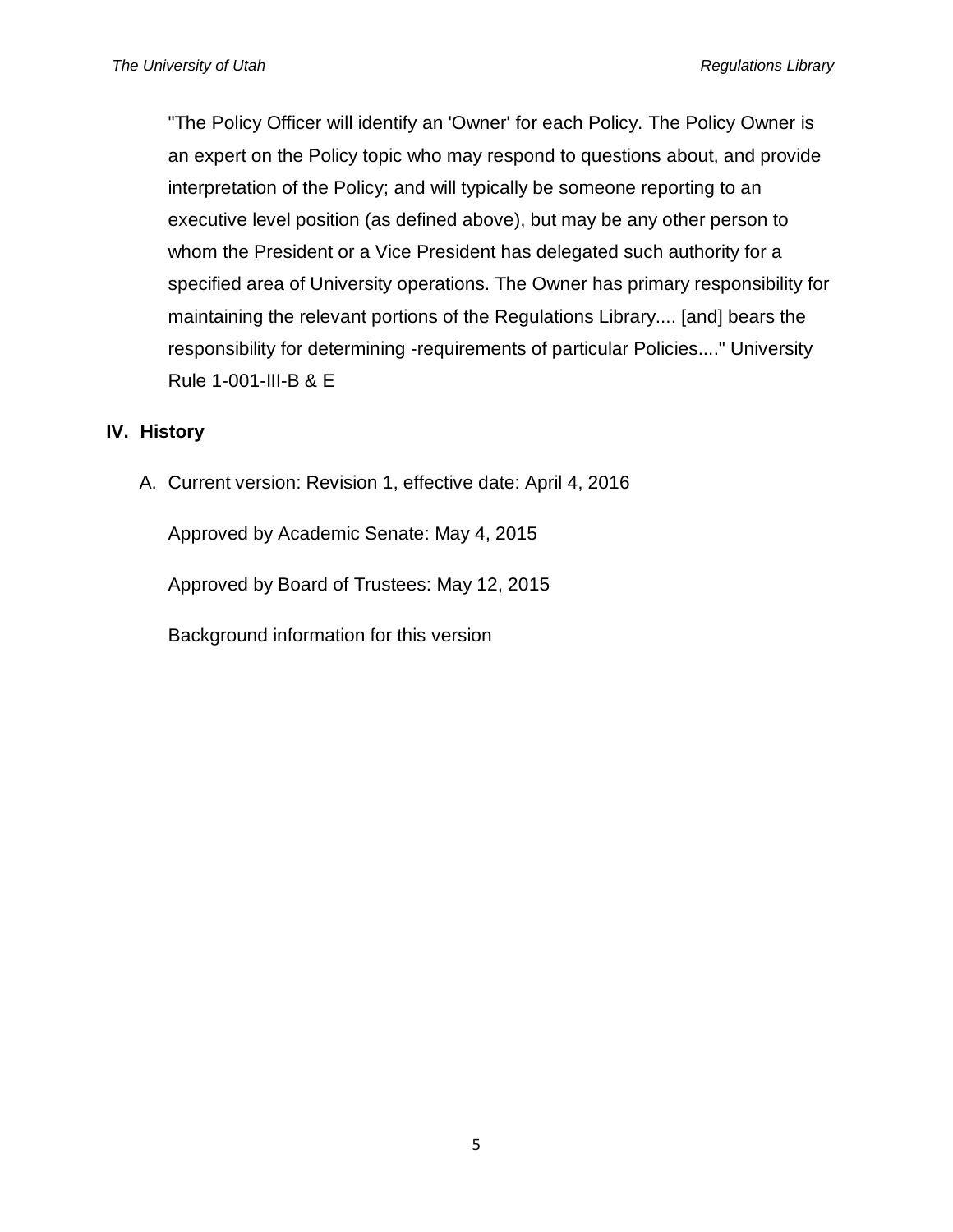"The Policy Officer will identify an 'Owner' for each Policy. The Policy Owner is an expert on the Policy topic who may respond to questions about, and provide interpretation of the Policy; and will typically be someone reporting to an executive level position (as defined above), but may be any other person to whom the President or a Vice President has delegated such authority for a specified area of University operations. The Owner has primary responsibility for maintaining the relevant portions of the Regulations Library.... [and] bears the responsibility for determining -requirements of particular Policies...." University Rule 1-001-III-B & E

## IV. History

A. Current version: Revision 1, effective date: April 4, 2016

Approved by Academic Senate: May 4, 2015

Approved by Board of Trustees: May 12, 2015

Background information for this version